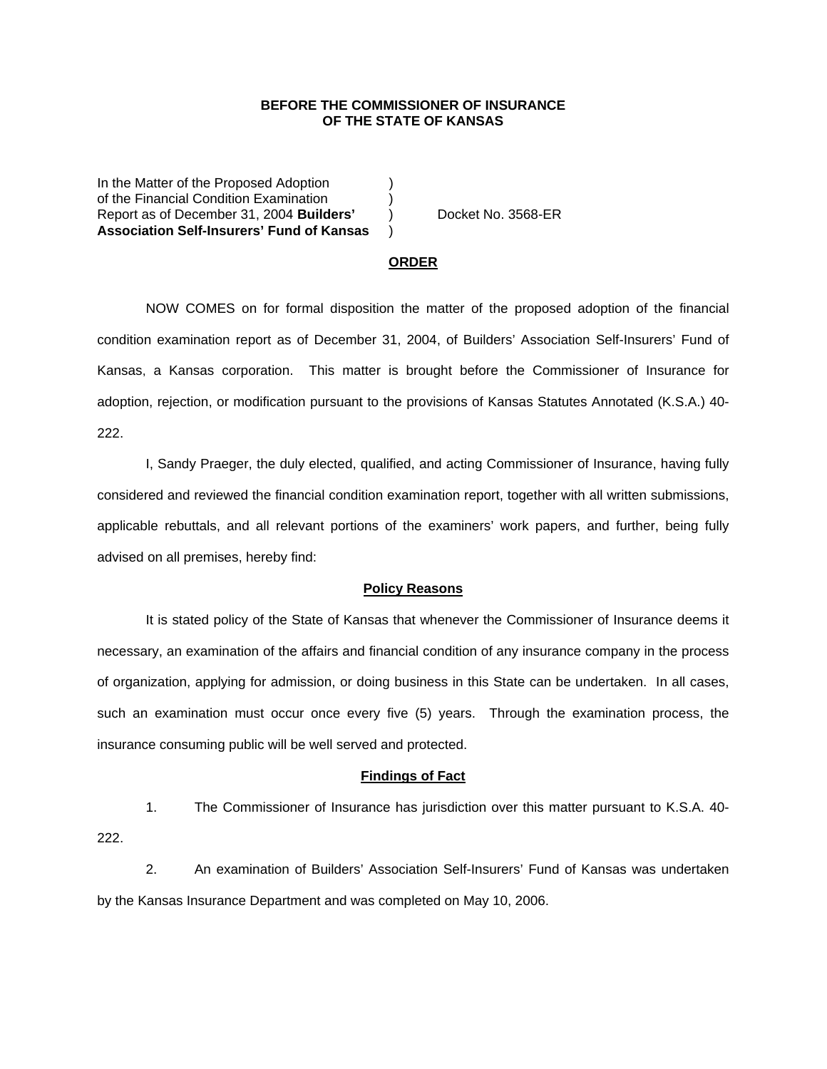**BEFORE THE COMMISSIONER OF INSURANCE**
**OF THE STATE OF KANSAS**

In the Matter of the Proposed Adoption )
of the Financial Condition Examination )
Report as of December 31, 2004 **Builders'** ) Docket No. 3568-ER
**Association Self-Insurers' Fund of Kansas** )

**ORDER**

NOW COMES on for formal disposition the matter of the proposed adoption of the financial condition examination report as of December 31, 2004, of Builders' Association Self-Insurers' Fund of Kansas, a Kansas corporation. This matter is brought before the Commissioner of Insurance for adoption, rejection, or modification pursuant to the provisions of Kansas Statutes Annotated (K.S.A.) 40-222.

I, Sandy Praeger, the duly elected, qualified, and acting Commissioner of Insurance, having fully considered and reviewed the financial condition examination report, together with all written submissions, applicable rebuttals, and all relevant portions of the examiners' work papers, and further, being fully advised on all premises, hereby find:

**Policy Reasons**

It is stated policy of the State of Kansas that whenever the Commissioner of Insurance deems it necessary, an examination of the affairs and financial condition of any insurance company in the process of organization, applying for admission, or doing business in this State can be undertaken. In all cases, such an examination must occur once every five (5) years. Through the examination process, the insurance consuming public will be well served and protected.

**Findings of Fact**

1. The Commissioner of Insurance has jurisdiction over this matter pursuant to K.S.A. 40-222.

2. An examination of Builders' Association Self-Insurers' Fund of Kansas was undertaken by the Kansas Insurance Department and was completed on May 10, 2006.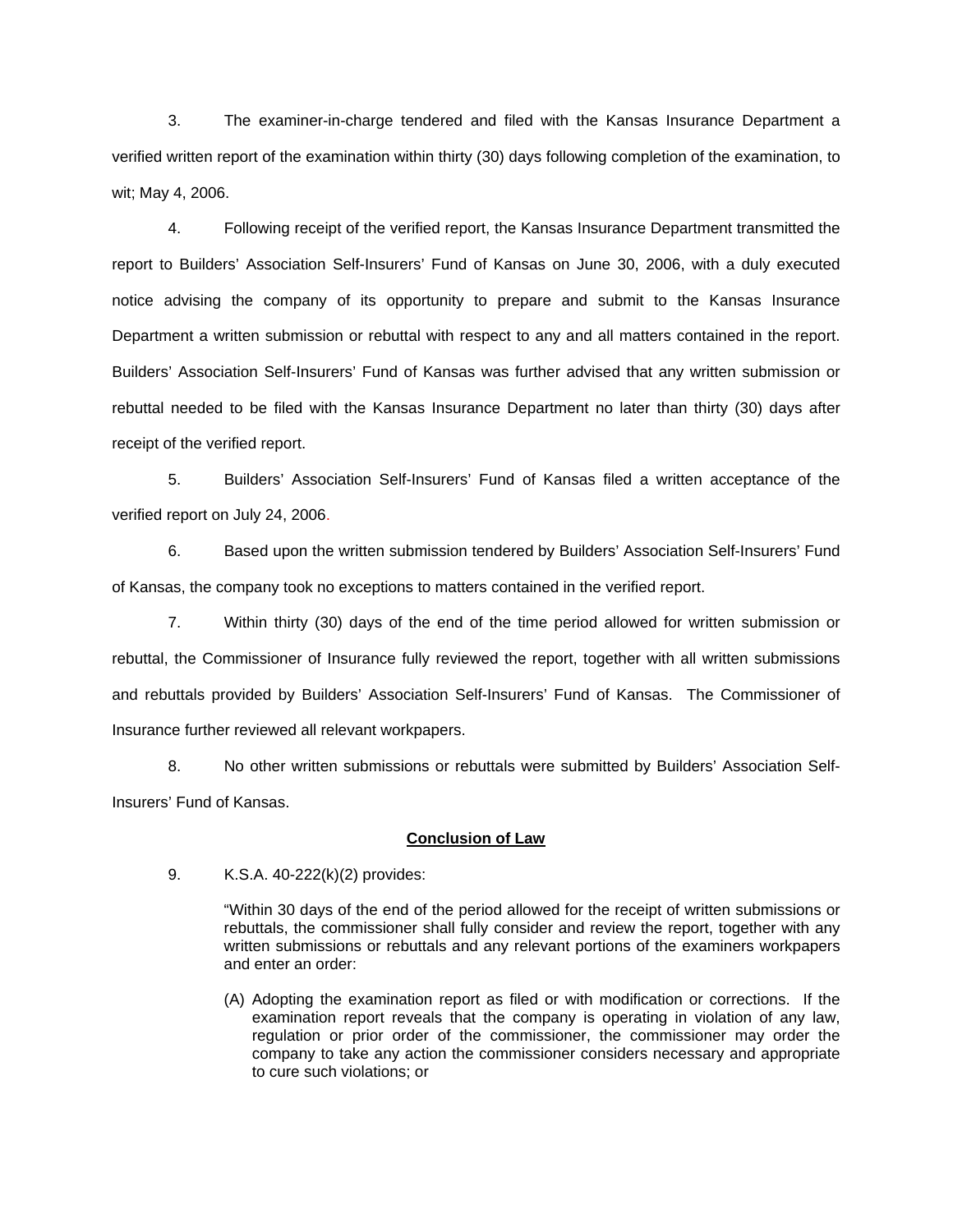3. The examiner-in-charge tendered and filed with the Kansas Insurance Department a verified written report of the examination within thirty (30) days following completion of the examination, to wit; May 4, 2006.

4. Following receipt of the verified report, the Kansas Insurance Department transmitted the report to Builders' Association Self-Insurers' Fund of Kansas on June 30, 2006, with a duly executed notice advising the company of its opportunity to prepare and submit to the Kansas Insurance Department a written submission or rebuttal with respect to any and all matters contained in the report. Builders' Association Self-Insurers' Fund of Kansas was further advised that any written submission or rebuttal needed to be filed with the Kansas Insurance Department no later than thirty (30) days after receipt of the verified report.

5. Builders' Association Self-Insurers' Fund of Kansas filed a written acceptance of the verified report on July 24, 2006.

6. Based upon the written submission tendered by Builders' Association Self-Insurers' Fund of Kansas, the company took no exceptions to matters contained in the verified report.

7. Within thirty (30) days of the end of the time period allowed for written submission or rebuttal, the Commissioner of Insurance fully reviewed the report, together with all written submissions and rebuttals provided by Builders' Association Self-Insurers' Fund of Kansas. The Commissioner of Insurance further reviewed all relevant workpapers.

8. No other written submissions or rebuttals were submitted by Builders' Association Self-Insurers' Fund of Kansas.

**Conclusion of Law**

9. K.S.A. 40-222(k)(2) provides:

> "Within 30 days of the end of the period allowed for the receipt of written submissions or rebuttals, the commissioner shall fully consider and review the report, together with any written submissions or rebuttals and any relevant portions of the examiners workpapers and enter an order:
>
> (A) Adopting the examination report as filed or with modification or corrections. If the examination report reveals that the company is operating in violation of any law, regulation or prior order of the commissioner, the commissioner may order the company to take any action the commissioner considers necessary and appropriate to cure such violations; or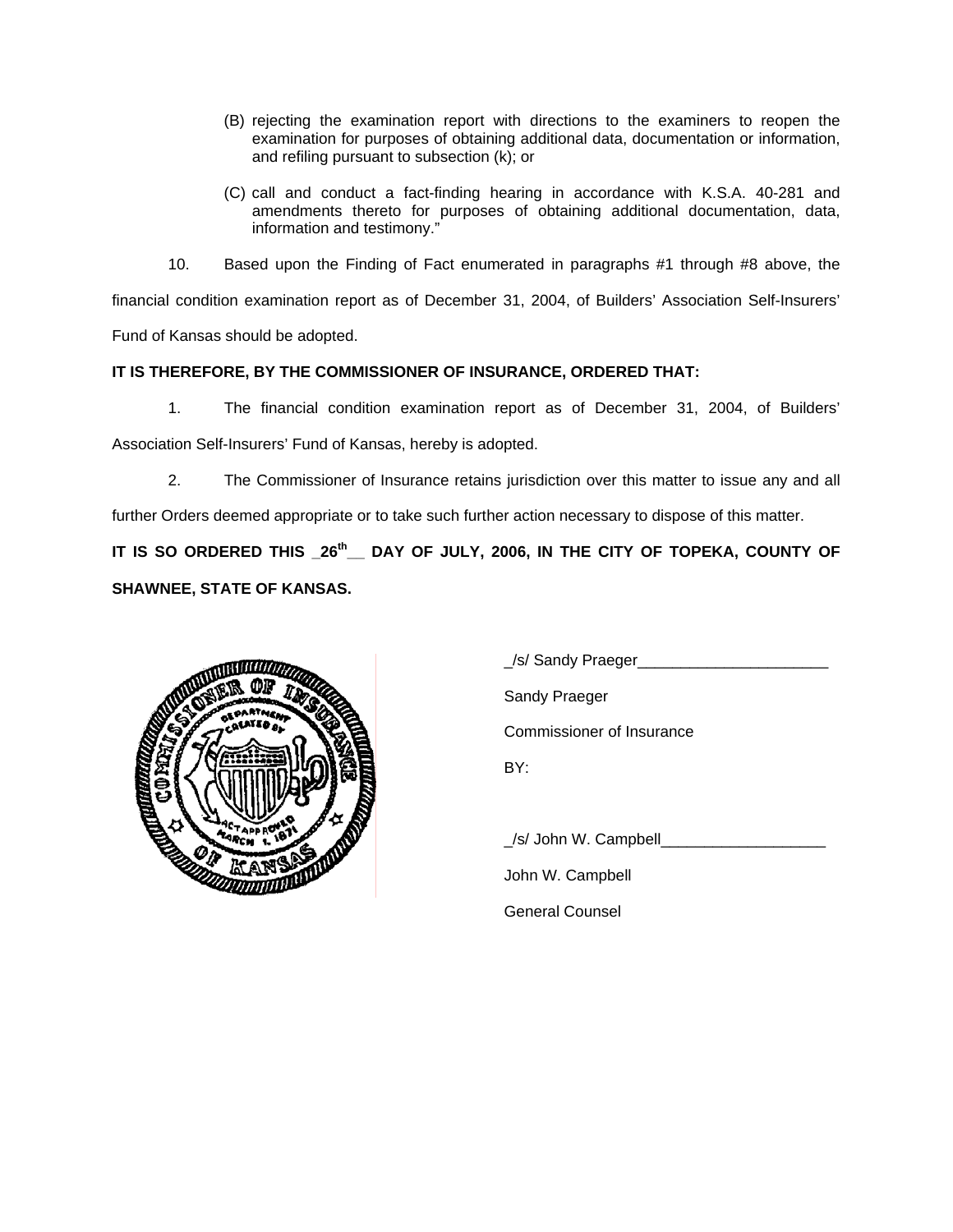(B) rejecting the examination report with directions to the examiners to reopen the examination for purposes of obtaining additional data, documentation or information, and refiling pursuant to subsection (k); or

(C) call and conduct a fact-finding hearing in accordance with K.S.A. 40-281 and amendments thereto for purposes of obtaining additional documentation, data, information and testimony."

10. Based upon the Finding of Fact enumerated in paragraphs #1 through #8 above, the financial condition examination report as of December 31, 2004, of Builders' Association Self-Insurers' Fund of Kansas should be adopted.

**IT IS THEREFORE, BY THE COMMISSIONER OF INSURANCE, ORDERED THAT:**

1. The financial condition examination report as of December 31, 2004, of Builders' Association Self-Insurers' Fund of Kansas, hereby is adopted.

2. The Commissioner of Insurance retains jurisdiction over this matter to issue any and all further Orders deemed appropriate or to take such further action necessary to dispose of this matter.

**IT IS SO ORDERED THIS _26th__ DAY OF JULY, 2006, IN THE CITY OF TOPEKA, COUNTY OF SHAWNEE, STATE OF KANSAS.**

_/s/ Sandy Praeger______________________

Sandy Praeger

Commissioner of Insurance

BY:

_/s/ John W. Campbell___________________

John W. Campbell

General Counsel